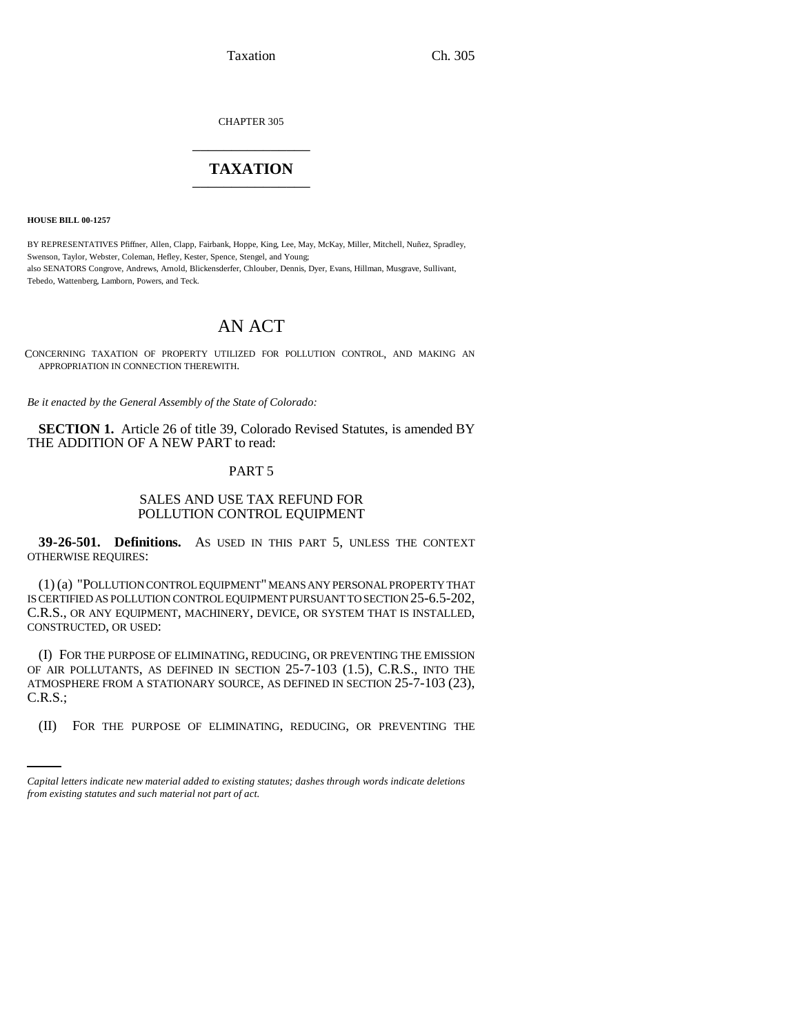CHAPTER 305

# TAXATION

**HOUSE BILL 00-1257**

BY REPRESENTATIVES Pfiffner, Allen, Clapp, Fairbank, Hoppe, King, Lee, May, McKay, Miller, Mitchell, Nuñez, Spradley, Swenson, Taylor, Webster, Coleman, Hefley, Kester, Spence, Stengel, and Young;
also SENATORS Congrove, Andrews, Arnold, Blickensderfer, Chlouber, Dennis, Dyer, Evans, Hillman, Musgrave, Sullivant, Tebedo, Wattenberg, Lamborn, Powers, and Teck.

# AN ACT

CONCERNING TAXATION OF PROPERTY UTILIZED FOR POLLUTION CONTROL, AND MAKING AN APPROPRIATION IN CONNECTION THEREWITH.

*Be it enacted by the General Assembly of the State of Colorado:*

**SECTION 1.** Article 26 of title 39, Colorado Revised Statutes, is amended BY THE ADDITION OF A NEW PART to read:

PART 5

SALES AND USE TAX REFUND FOR POLLUTION CONTROL EQUIPMENT

**39-26-501. Definitions.** AS USED IN THIS PART 5, UNLESS THE CONTEXT OTHERWISE REQUIRES:

(1) (a) "POLLUTION CONTROL EQUIPMENT" MEANS ANY PERSONAL PROPERTY THAT IS CERTIFIED AS POLLUTION CONTROL EQUIPMENT PURSUANT TO SECTION 25-6.5-202, C.R.S., OR ANY EQUIPMENT, MACHINERY, DEVICE, OR SYSTEM THAT IS INSTALLED, CONSTRUCTED, OR USED:

(I) FOR THE PURPOSE OF ELIMINATING, REDUCING, OR PREVENTING THE EMISSION OF AIR POLLUTANTS, AS DEFINED IN SECTION 25-7-103 (1.5), C.R.S., INTO THE ATMOSPHERE FROM A STATIONARY SOURCE, AS DEFINED IN SECTION 25-7-103 (23), C.R.S.;

(II) FOR THE PURPOSE OF ELIMINATING, REDUCING, OR PREVENTING THE

*Capital letters indicate new material added to existing statutes; dashes through words indicate deletions from existing statutes and such material not part of act.*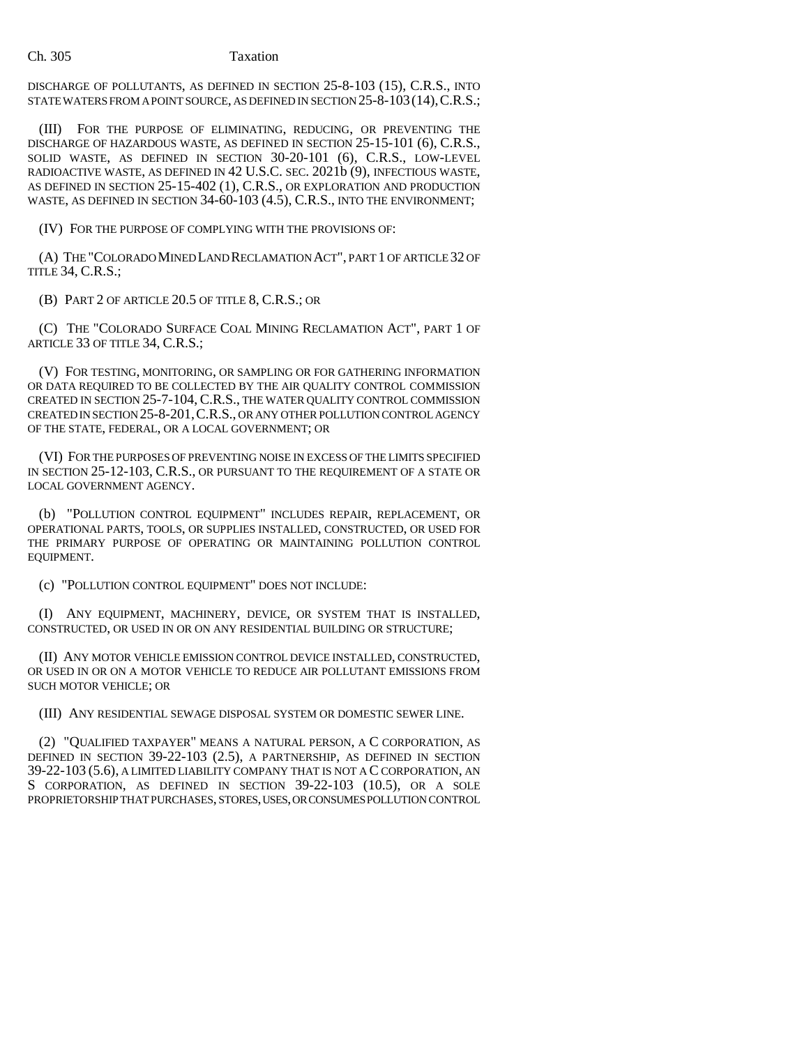DISCHARGE OF POLLUTANTS, AS DEFINED IN SECTION 25-8-103 (15), C.R.S., INTO STATE WATERS FROM A POINT SOURCE, AS DEFINED IN SECTION 25-8-103 (14), C.R.S.;

(III) FOR THE PURPOSE OF ELIMINATING, REDUCING, OR PREVENTING THE DISCHARGE OF HAZARDOUS WASTE, AS DEFINED IN SECTION 25-15-101 (6), C.R.S., SOLID WASTE, AS DEFINED IN SECTION 30-20-101 (6), C.R.S., LOW-LEVEL RADIOACTIVE WASTE, AS DEFINED IN 42 U.S.C. SEC. 2021b (9), INFECTIOUS WASTE, AS DEFINED IN SECTION 25-15-402 (1), C.R.S., OR EXPLORATION AND PRODUCTION WASTE, AS DEFINED IN SECTION 34-60-103 (4.5), C.R.S., INTO THE ENVIRONMENT;

(IV) FOR THE PURPOSE OF COMPLYING WITH THE PROVISIONS OF:

(A) THE "COLORADO MINED LAND RECLAMATION ACT", PART 1 OF ARTICLE 32 OF TITLE 34, C.R.S.;

(B) PART 2 OF ARTICLE 20.5 OF TITLE 8, C.R.S.; OR

(C) THE "COLORADO SURFACE COAL MINING RECLAMATION ACT", PART 1 OF ARTICLE 33 OF TITLE 34, C.R.S.;

(V) FOR TESTING, MONITORING, OR SAMPLING OR FOR GATHERING INFORMATION OR DATA REQUIRED TO BE COLLECTED BY THE AIR QUALITY CONTROL COMMISSION CREATED IN SECTION 25-7-104, C.R.S., THE WATER QUALITY CONTROL COMMISSION CREATED IN SECTION 25-8-201, C.R.S., OR ANY OTHER POLLUTION CONTROL AGENCY OF THE STATE, FEDERAL, OR A LOCAL GOVERNMENT; OR

(VI) FOR THE PURPOSES OF PREVENTING NOISE IN EXCESS OF THE LIMITS SPECIFIED IN SECTION 25-12-103, C.R.S., OR PURSUANT TO THE REQUIREMENT OF A STATE OR LOCAL GOVERNMENT AGENCY.

(b) "POLLUTION CONTROL EQUIPMENT" INCLUDES REPAIR, REPLACEMENT, OR OPERATIONAL PARTS, TOOLS, OR SUPPLIES INSTALLED, CONSTRUCTED, OR USED FOR THE PRIMARY PURPOSE OF OPERATING OR MAINTAINING POLLUTION CONTROL EQUIPMENT.

(c) "POLLUTION CONTROL EQUIPMENT" DOES NOT INCLUDE:

(I) ANY EQUIPMENT, MACHINERY, DEVICE, OR SYSTEM THAT IS INSTALLED, CONSTRUCTED, OR USED IN OR ON ANY RESIDENTIAL BUILDING OR STRUCTURE;

(II) ANY MOTOR VEHICLE EMISSION CONTROL DEVICE INSTALLED, CONSTRUCTED, OR USED IN OR ON A MOTOR VEHICLE TO REDUCE AIR POLLUTANT EMISSIONS FROM SUCH MOTOR VEHICLE; OR

(III) ANY RESIDENTIAL SEWAGE DISPOSAL SYSTEM OR DOMESTIC SEWER LINE.

(2) "QUALIFIED TAXPAYER" MEANS A NATURAL PERSON, A C CORPORATION, AS DEFINED IN SECTION 39-22-103 (2.5), A PARTNERSHIP, AS DEFINED IN SECTION 39-22-103 (5.6), A LIMITED LIABILITY COMPANY THAT IS NOT A C CORPORATION, AN S CORPORATION, AS DEFINED IN SECTION 39-22-103 (10.5), OR A SOLE PROPRIETORSHIP THAT PURCHASES, STORES, USES, OR CONSUMES POLLUTION CONTROL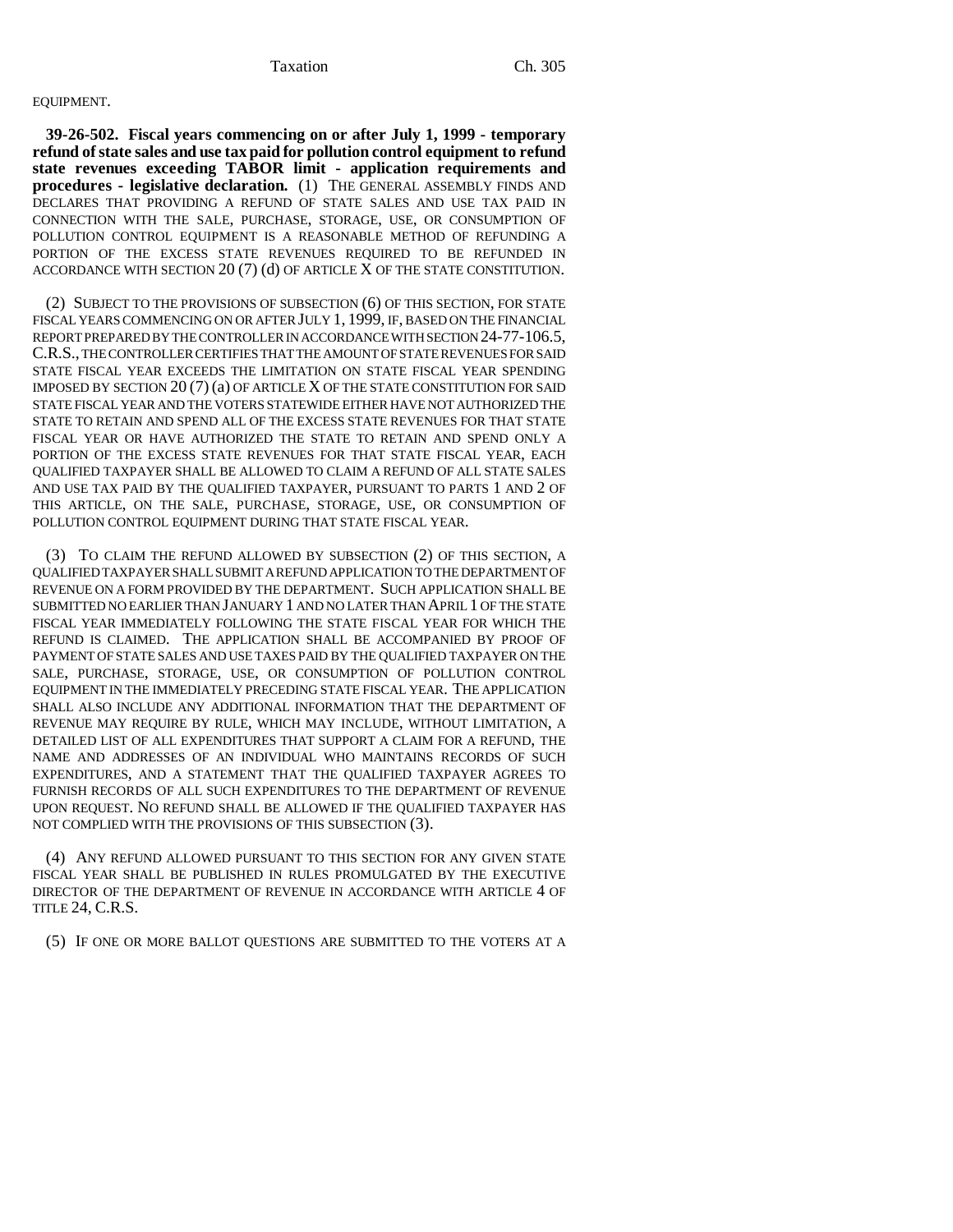EQUIPMENT.

**39-26-502. Fiscal years commencing on or after July 1, 1999 - temporary refund of state sales and use tax paid for pollution control equipment to refund state revenues exceeding TABOR limit - application requirements and procedures - legislative declaration.** (1) THE GENERAL ASSEMBLY FINDS AND DECLARES THAT PROVIDING A REFUND OF STATE SALES AND USE TAX PAID IN CONNECTION WITH THE SALE, PURCHASE, STORAGE, USE, OR CONSUMPTION OF POLLUTION CONTROL EQUIPMENT IS A REASONABLE METHOD OF REFUNDING A PORTION OF THE EXCESS STATE REVENUES REQUIRED TO BE REFUNDED IN ACCORDANCE WITH SECTION 20 (7) (d) OF ARTICLE X OF THE STATE CONSTITUTION.

(2) SUBJECT TO THE PROVISIONS OF SUBSECTION (6) OF THIS SECTION, FOR STATE FISCAL YEARS COMMENCING ON OR AFTER JULY 1, 1999, IF, BASED ON THE FINANCIAL REPORT PREPARED BY THE CONTROLLER IN ACCORDANCE WITH SECTION 24-77-106.5, C.R.S., THE CONTROLLER CERTIFIES THAT THE AMOUNT OF STATE REVENUES FOR SAID STATE FISCAL YEAR EXCEEDS THE LIMITATION ON STATE FISCAL YEAR SPENDING IMPOSED BY SECTION 20 (7) (a) OF ARTICLE X OF THE STATE CONSTITUTION FOR SAID STATE FISCAL YEAR AND THE VOTERS STATEWIDE EITHER HAVE NOT AUTHORIZED THE STATE TO RETAIN AND SPEND ALL OF THE EXCESS STATE REVENUES FOR THAT STATE FISCAL YEAR OR HAVE AUTHORIZED THE STATE TO RETAIN AND SPEND ONLY A PORTION OF THE EXCESS STATE REVENUES FOR THAT STATE FISCAL YEAR, EACH QUALIFIED TAXPAYER SHALL BE ALLOWED TO CLAIM A REFUND OF ALL STATE SALES AND USE TAX PAID BY THE QUALIFIED TAXPAYER, PURSUANT TO PARTS 1 AND 2 OF THIS ARTICLE, ON THE SALE, PURCHASE, STORAGE, USE, OR CONSUMPTION OF POLLUTION CONTROL EQUIPMENT DURING THAT STATE FISCAL YEAR.

(3) TO CLAIM THE REFUND ALLOWED BY SUBSECTION (2) OF THIS SECTION, A QUALIFIED TAXPAYER SHALL SUBMIT A REFUND APPLICATION TO THE DEPARTMENT OF REVENUE ON A FORM PROVIDED BY THE DEPARTMENT. SUCH APPLICATION SHALL BE SUBMITTED NO EARLIER THAN JANUARY 1 AND NO LATER THAN APRIL 1 OF THE STATE FISCAL YEAR IMMEDIATELY FOLLOWING THE STATE FISCAL YEAR FOR WHICH THE REFUND IS CLAIMED. THE APPLICATION SHALL BE ACCOMPANIED BY PROOF OF PAYMENT OF STATE SALES AND USE TAXES PAID BY THE QUALIFIED TAXPAYER ON THE SALE, PURCHASE, STORAGE, USE, OR CONSUMPTION OF POLLUTION CONTROL EQUIPMENT IN THE IMMEDIATELY PRECEDING STATE FISCAL YEAR. THE APPLICATION SHALL ALSO INCLUDE ANY ADDITIONAL INFORMATION THAT THE DEPARTMENT OF REVENUE MAY REQUIRE BY RULE, WHICH MAY INCLUDE, WITHOUT LIMITATION, A DETAILED LIST OF ALL EXPENDITURES THAT SUPPORT A CLAIM FOR A REFUND, THE NAME AND ADDRESSES OF AN INDIVIDUAL WHO MAINTAINS RECORDS OF SUCH EXPENDITURES, AND A STATEMENT THAT THE QUALIFIED TAXPAYER AGREES TO FURNISH RECORDS OF ALL SUCH EXPENDITURES TO THE DEPARTMENT OF REVENUE UPON REQUEST. NO REFUND SHALL BE ALLOWED IF THE QUALIFIED TAXPAYER HAS NOT COMPLIED WITH THE PROVISIONS OF THIS SUBSECTION (3).

(4) ANY REFUND ALLOWED PURSUANT TO THIS SECTION FOR ANY GIVEN STATE FISCAL YEAR SHALL BE PUBLISHED IN RULES PROMULGATED BY THE EXECUTIVE DIRECTOR OF THE DEPARTMENT OF REVENUE IN ACCORDANCE WITH ARTICLE 4 OF TITLE 24, C.R.S.

(5) IF ONE OR MORE BALLOT QUESTIONS ARE SUBMITTED TO THE VOTERS AT A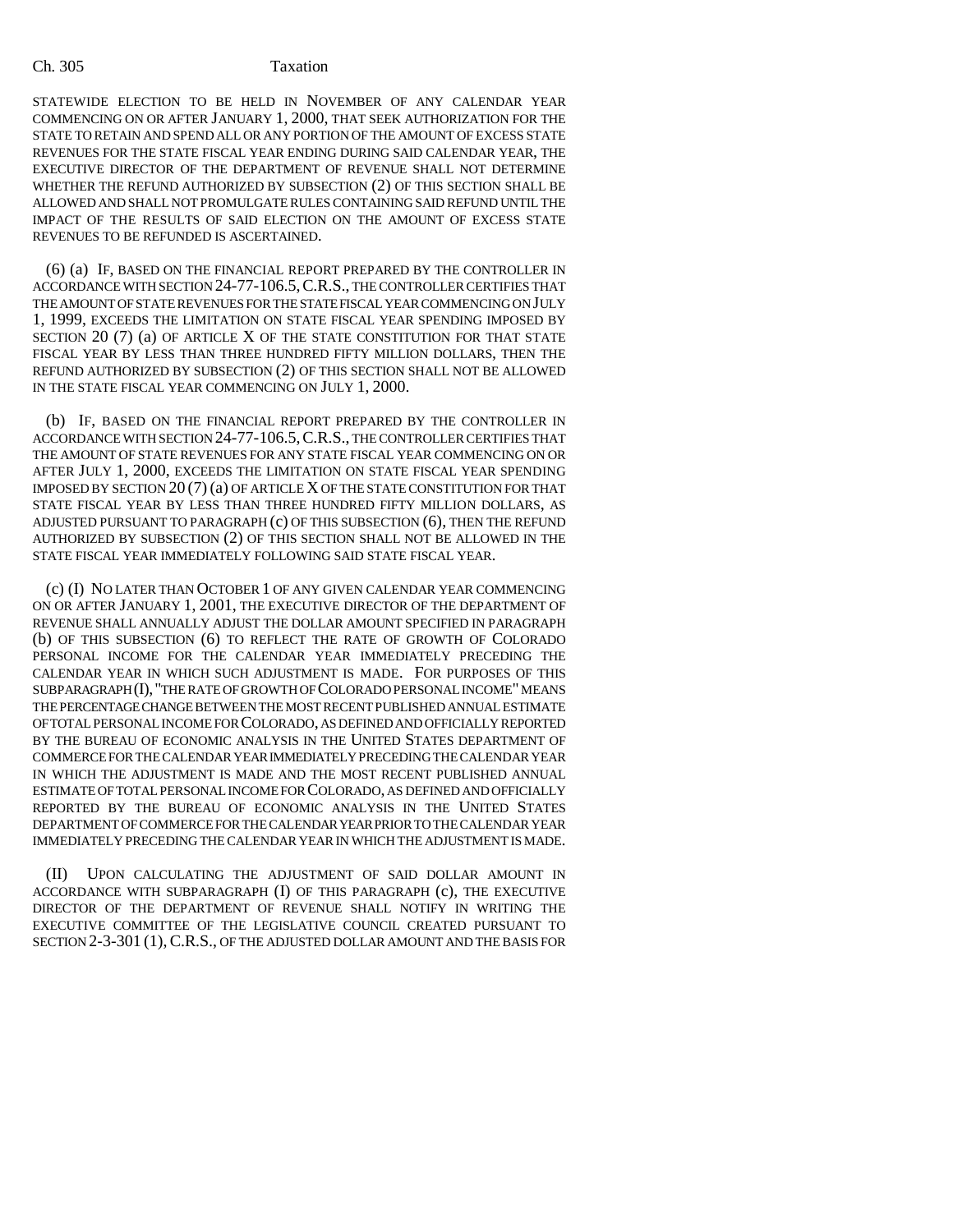STATEWIDE ELECTION TO BE HELD IN NOVEMBER OF ANY CALENDAR YEAR COMMENCING ON OR AFTER JANUARY 1, 2000, THAT SEEK AUTHORIZATION FOR THE STATE TO RETAIN AND SPEND ALL OR ANY PORTION OF THE AMOUNT OF EXCESS STATE REVENUES FOR THE STATE FISCAL YEAR ENDING DURING SAID CALENDAR YEAR, THE EXECUTIVE DIRECTOR OF THE DEPARTMENT OF REVENUE SHALL NOT DETERMINE WHETHER THE REFUND AUTHORIZED BY SUBSECTION (2) OF THIS SECTION SHALL BE ALLOWED AND SHALL NOT PROMULGATE RULES CONTAINING SAID REFUND UNTIL THE IMPACT OF THE RESULTS OF SAID ELECTION ON THE AMOUNT OF EXCESS STATE REVENUES TO BE REFUNDED IS ASCERTAINED.

(6) (a) IF, BASED ON THE FINANCIAL REPORT PREPARED BY THE CONTROLLER IN ACCORDANCE WITH SECTION 24-77-106.5, C.R.S., THE CONTROLLER CERTIFIES THAT THE AMOUNT OF STATE REVENUES FOR THE STATE FISCAL YEAR COMMENCING ON JULY 1, 1999, EXCEEDS THE LIMITATION ON STATE FISCAL YEAR SPENDING IMPOSED BY SECTION 20 (7) (a) OF ARTICLE X OF THE STATE CONSTITUTION FOR THAT STATE FISCAL YEAR BY LESS THAN THREE HUNDRED FIFTY MILLION DOLLARS, THEN THE REFUND AUTHORIZED BY SUBSECTION (2) OF THIS SECTION SHALL NOT BE ALLOWED IN THE STATE FISCAL YEAR COMMENCING ON JULY 1, 2000.

(b) IF, BASED ON THE FINANCIAL REPORT PREPARED BY THE CONTROLLER IN ACCORDANCE WITH SECTION 24-77-106.5, C.R.S., THE CONTROLLER CERTIFIES THAT THE AMOUNT OF STATE REVENUES FOR ANY STATE FISCAL YEAR COMMENCING ON OR AFTER JULY 1, 2000, EXCEEDS THE LIMITATION ON STATE FISCAL YEAR SPENDING IMPOSED BY SECTION 20 (7) (a) OF ARTICLE X OF THE STATE CONSTITUTION FOR THAT STATE FISCAL YEAR BY LESS THAN THREE HUNDRED FIFTY MILLION DOLLARS, AS ADJUSTED PURSUANT TO PARAGRAPH (c) OF THIS SUBSECTION (6), THEN THE REFUND AUTHORIZED BY SUBSECTION (2) OF THIS SECTION SHALL NOT BE ALLOWED IN THE STATE FISCAL YEAR IMMEDIATELY FOLLOWING SAID STATE FISCAL YEAR.

(c) (I) NO LATER THAN OCTOBER 1 OF ANY GIVEN CALENDAR YEAR COMMENCING ON OR AFTER JANUARY 1, 2001, THE EXECUTIVE DIRECTOR OF THE DEPARTMENT OF REVENUE SHALL ANNUALLY ADJUST THE DOLLAR AMOUNT SPECIFIED IN PARAGRAPH (b) OF THIS SUBSECTION (6) TO REFLECT THE RATE OF GROWTH OF COLORADO PERSONAL INCOME FOR THE CALENDAR YEAR IMMEDIATELY PRECEDING THE CALENDAR YEAR IN WHICH SUCH ADJUSTMENT IS MADE. FOR PURPOSES OF THIS SUBPARAGRAPH (I), "THE RATE OF GROWTH OF COLORADO PERSONAL INCOME" MEANS THE PERCENTAGE CHANGE BETWEEN THE MOST RECENT PUBLISHED ANNUAL ESTIMATE OF TOTAL PERSONAL INCOME FOR COLORADO, AS DEFINED AND OFFICIALLY REPORTED BY THE BUREAU OF ECONOMIC ANALYSIS IN THE UNITED STATES DEPARTMENT OF COMMERCE FOR THE CALENDAR YEAR IMMEDIATELY PRECEDING THE CALENDAR YEAR IN WHICH THE ADJUSTMENT IS MADE AND THE MOST RECENT PUBLISHED ANNUAL ESTIMATE OF TOTAL PERSONAL INCOME FOR COLORADO, AS DEFINED AND OFFICIALLY REPORTED BY THE BUREAU OF ECONOMIC ANALYSIS IN THE UNITED STATES DEPARTMENT OF COMMERCE FOR THE CALENDAR YEAR PRIOR TO THE CALENDAR YEAR IMMEDIATELY PRECEDING THE CALENDAR YEAR IN WHICH THE ADJUSTMENT IS MADE.

(II) UPON CALCULATING THE ADJUSTMENT OF SAID DOLLAR AMOUNT IN ACCORDANCE WITH SUBPARAGRAPH (I) OF THIS PARAGRAPH (c), THE EXECUTIVE DIRECTOR OF THE DEPARTMENT OF REVENUE SHALL NOTIFY IN WRITING THE EXECUTIVE COMMITTEE OF THE LEGISLATIVE COUNCIL CREATED PURSUANT TO SECTION 2-3-301 (1), C.R.S., OF THE ADJUSTED DOLLAR AMOUNT AND THE BASIS FOR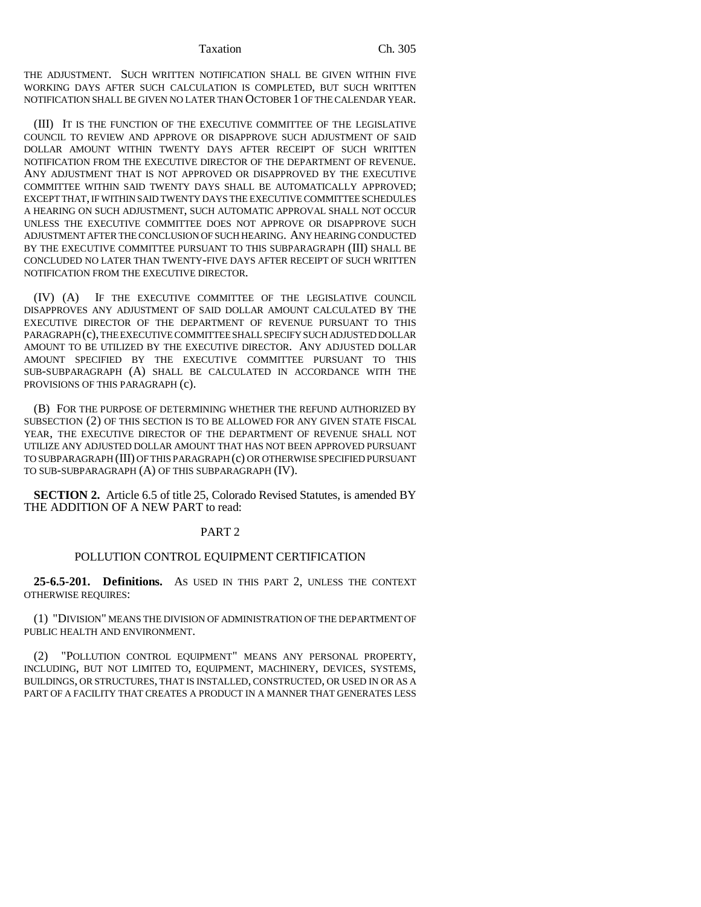THE ADJUSTMENT. SUCH WRITTEN NOTIFICATION SHALL BE GIVEN WITHIN FIVE WORKING DAYS AFTER SUCH CALCULATION IS COMPLETED, BUT SUCH WRITTEN NOTIFICATION SHALL BE GIVEN NO LATER THAN OCTOBER 1 OF THE CALENDAR YEAR.

(III) IT IS THE FUNCTION OF THE EXECUTIVE COMMITTEE OF THE LEGISLATIVE COUNCIL TO REVIEW AND APPROVE OR DISAPPROVE SUCH ADJUSTMENT OF SAID DOLLAR AMOUNT WITHIN TWENTY DAYS AFTER RECEIPT OF SUCH WRITTEN NOTIFICATION FROM THE EXECUTIVE DIRECTOR OF THE DEPARTMENT OF REVENUE. ANY ADJUSTMENT THAT IS NOT APPROVED OR DISAPPROVED BY THE EXECUTIVE COMMITTEE WITHIN SAID TWENTY DAYS SHALL BE AUTOMATICALLY APPROVED; EXCEPT THAT, IF WITHIN SAID TWENTY DAYS THE EXECUTIVE COMMITTEE SCHEDULES A HEARING ON SUCH ADJUSTMENT, SUCH AUTOMATIC APPROVAL SHALL NOT OCCUR UNLESS THE EXECUTIVE COMMITTEE DOES NOT APPROVE OR DISAPPROVE SUCH ADJUSTMENT AFTER THE CONCLUSION OF SUCH HEARING. ANY HEARING CONDUCTED BY THE EXECUTIVE COMMITTEE PURSUANT TO THIS SUBPARAGRAPH (III) SHALL BE CONCLUDED NO LATER THAN TWENTY-FIVE DAYS AFTER RECEIPT OF SUCH WRITTEN NOTIFICATION FROM THE EXECUTIVE DIRECTOR.

(IV) (A) IF THE EXECUTIVE COMMITTEE OF THE LEGISLATIVE COUNCIL DISAPPROVES ANY ADJUSTMENT OF SAID DOLLAR AMOUNT CALCULATED BY THE EXECUTIVE DIRECTOR OF THE DEPARTMENT OF REVENUE PURSUANT TO THIS PARAGRAPH (c), THE EXECUTIVE COMMITTEE SHALL SPECIFY SUCH ADJUSTED DOLLAR AMOUNT TO BE UTILIZED BY THE EXECUTIVE DIRECTOR. ANY ADJUSTED DOLLAR AMOUNT SPECIFIED BY THE EXECUTIVE COMMITTEE PURSUANT TO THIS SUB-SUBPARAGRAPH (A) SHALL BE CALCULATED IN ACCORDANCE WITH THE PROVISIONS OF THIS PARAGRAPH (c).

(B) FOR THE PURPOSE OF DETERMINING WHETHER THE REFUND AUTHORIZED BY SUBSECTION (2) OF THIS SECTION IS TO BE ALLOWED FOR ANY GIVEN STATE FISCAL YEAR, THE EXECUTIVE DIRECTOR OF THE DEPARTMENT OF REVENUE SHALL NOT UTILIZE ANY ADJUSTED DOLLAR AMOUNT THAT HAS NOT BEEN APPROVED PURSUANT TO SUBPARAGRAPH (III) OF THIS PARAGRAPH (c) OR OTHERWISE SPECIFIED PURSUANT TO SUB-SUBPARAGRAPH (A) OF THIS SUBPARAGRAPH (IV).

**SECTION 2.** Article 6.5 of title 25, Colorado Revised Statutes, is amended BY THE ADDITION OF A NEW PART to read:

PART 2

POLLUTION CONTROL EQUIPMENT CERTIFICATION

**25-6.5-201. Definitions.** AS USED IN THIS PART 2, UNLESS THE CONTEXT OTHERWISE REQUIRES:

(1) "DIVISION" MEANS THE DIVISION OF ADMINISTRATION OF THE DEPARTMENT OF PUBLIC HEALTH AND ENVIRONMENT.

(2) "POLLUTION CONTROL EQUIPMENT" MEANS ANY PERSONAL PROPERTY, INCLUDING, BUT NOT LIMITED TO, EQUIPMENT, MACHINERY, DEVICES, SYSTEMS, BUILDINGS, OR STRUCTURES, THAT IS INSTALLED, CONSTRUCTED, OR USED IN OR AS A PART OF A FACILITY THAT CREATES A PRODUCT IN A MANNER THAT GENERATES LESS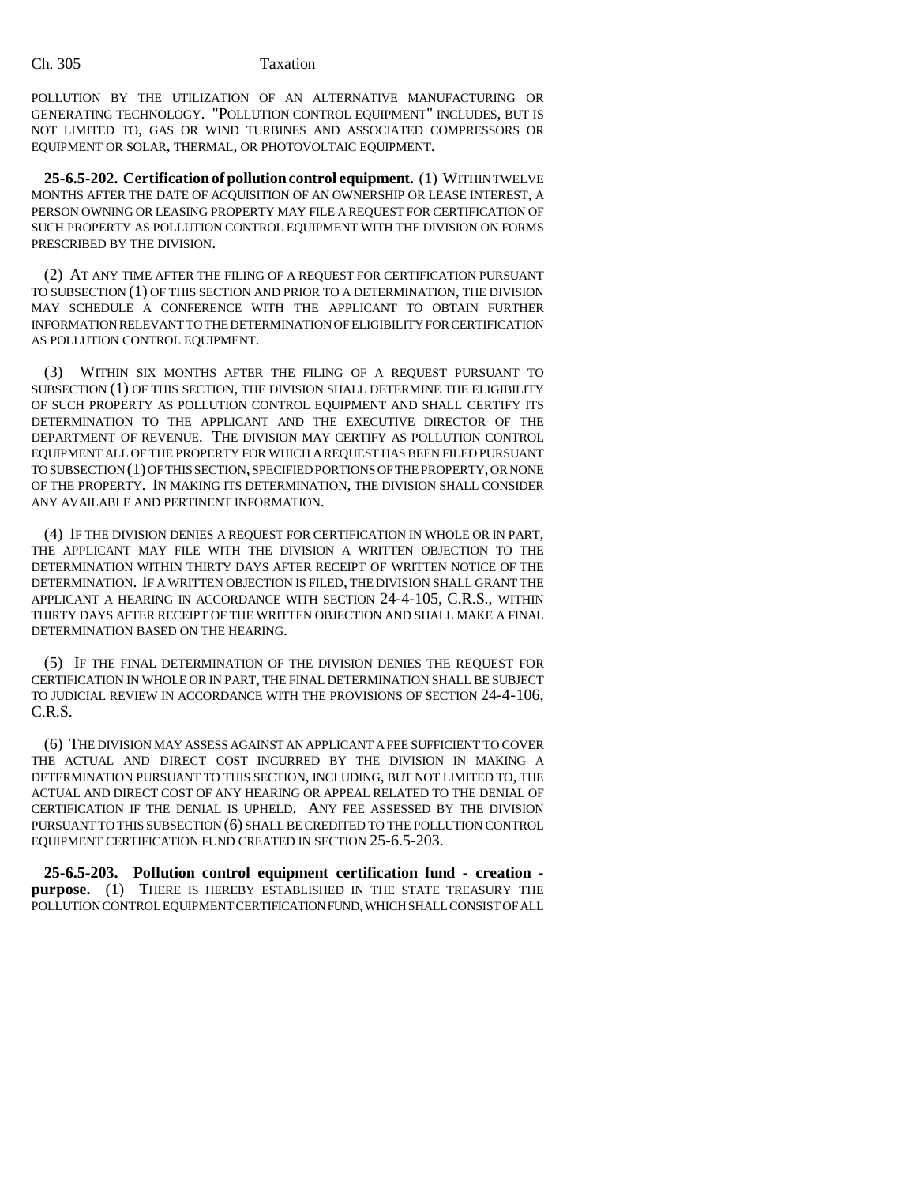POLLUTION BY THE UTILIZATION OF AN ALTERNATIVE MANUFACTURING OR GENERATING TECHNOLOGY. "POLLUTION CONTROL EQUIPMENT" INCLUDES, BUT IS NOT LIMITED TO, GAS OR WIND TURBINES AND ASSOCIATED COMPRESSORS OR EQUIPMENT OR SOLAR, THERMAL, OR PHOTOVOLTAIC EQUIPMENT.

**25-6.5-202. Certification of pollution control equipment.** (1) WITHIN TWELVE MONTHS AFTER THE DATE OF ACQUISITION OF AN OWNERSHIP OR LEASE INTEREST, A PERSON OWNING OR LEASING PROPERTY MAY FILE A REQUEST FOR CERTIFICATION OF SUCH PROPERTY AS POLLUTION CONTROL EQUIPMENT WITH THE DIVISION ON FORMS PRESCRIBED BY THE DIVISION.

(2) AT ANY TIME AFTER THE FILING OF A REQUEST FOR CERTIFICATION PURSUANT TO SUBSECTION (1) OF THIS SECTION AND PRIOR TO A DETERMINATION, THE DIVISION MAY SCHEDULE A CONFERENCE WITH THE APPLICANT TO OBTAIN FURTHER INFORMATION RELEVANT TO THE DETERMINATION OF ELIGIBILITY FOR CERTIFICATION AS POLLUTION CONTROL EQUIPMENT.

(3) WITHIN SIX MONTHS AFTER THE FILING OF A REQUEST PURSUANT TO SUBSECTION (1) OF THIS SECTION, THE DIVISION SHALL DETERMINE THE ELIGIBILITY OF SUCH PROPERTY AS POLLUTION CONTROL EQUIPMENT AND SHALL CERTIFY ITS DETERMINATION TO THE APPLICANT AND THE EXECUTIVE DIRECTOR OF THE DEPARTMENT OF REVENUE. THE DIVISION MAY CERTIFY AS POLLUTION CONTROL EQUIPMENT ALL OF THE PROPERTY FOR WHICH A REQUEST HAS BEEN FILED PURSUANT TO SUBSECTION (1) OF THIS SECTION, SPECIFIED PORTIONS OF THE PROPERTY, OR NONE OF THE PROPERTY. IN MAKING ITS DETERMINATION, THE DIVISION SHALL CONSIDER ANY AVAILABLE AND PERTINENT INFORMATION.

(4) IF THE DIVISION DENIES A REQUEST FOR CERTIFICATION IN WHOLE OR IN PART, THE APPLICANT MAY FILE WITH THE DIVISION A WRITTEN OBJECTION TO THE DETERMINATION WITHIN THIRTY DAYS AFTER RECEIPT OF WRITTEN NOTICE OF THE DETERMINATION. IF A WRITTEN OBJECTION IS FILED, THE DIVISION SHALL GRANT THE APPLICANT A HEARING IN ACCORDANCE WITH SECTION 24-4-105, C.R.S., WITHIN THIRTY DAYS AFTER RECEIPT OF THE WRITTEN OBJECTION AND SHALL MAKE A FINAL DETERMINATION BASED ON THE HEARING.

(5) IF THE FINAL DETERMINATION OF THE DIVISION DENIES THE REQUEST FOR CERTIFICATION IN WHOLE OR IN PART, THE FINAL DETERMINATION SHALL BE SUBJECT TO JUDICIAL REVIEW IN ACCORDANCE WITH THE PROVISIONS OF SECTION 24-4-106, C.R.S.

(6) THE DIVISION MAY ASSESS AGAINST AN APPLICANT A FEE SUFFICIENT TO COVER THE ACTUAL AND DIRECT COST INCURRED BY THE DIVISION IN MAKING A DETERMINATION PURSUANT TO THIS SECTION, INCLUDING, BUT NOT LIMITED TO, THE ACTUAL AND DIRECT COST OF ANY HEARING OR APPEAL RELATED TO THE DENIAL OF CERTIFICATION IF THE DENIAL IS UPHELD. ANY FEE ASSESSED BY THE DIVISION PURSUANT TO THIS SUBSECTION (6) SHALL BE CREDITED TO THE POLLUTION CONTROL EQUIPMENT CERTIFICATION FUND CREATED IN SECTION 25-6.5-203.

**25-6.5-203. Pollution control equipment certification fund - creation - purpose.** (1) THERE IS HEREBY ESTABLISHED IN THE STATE TREASURY THE POLLUTION CONTROL EQUIPMENT CERTIFICATION FUND, WHICH SHALL CONSIST OF ALL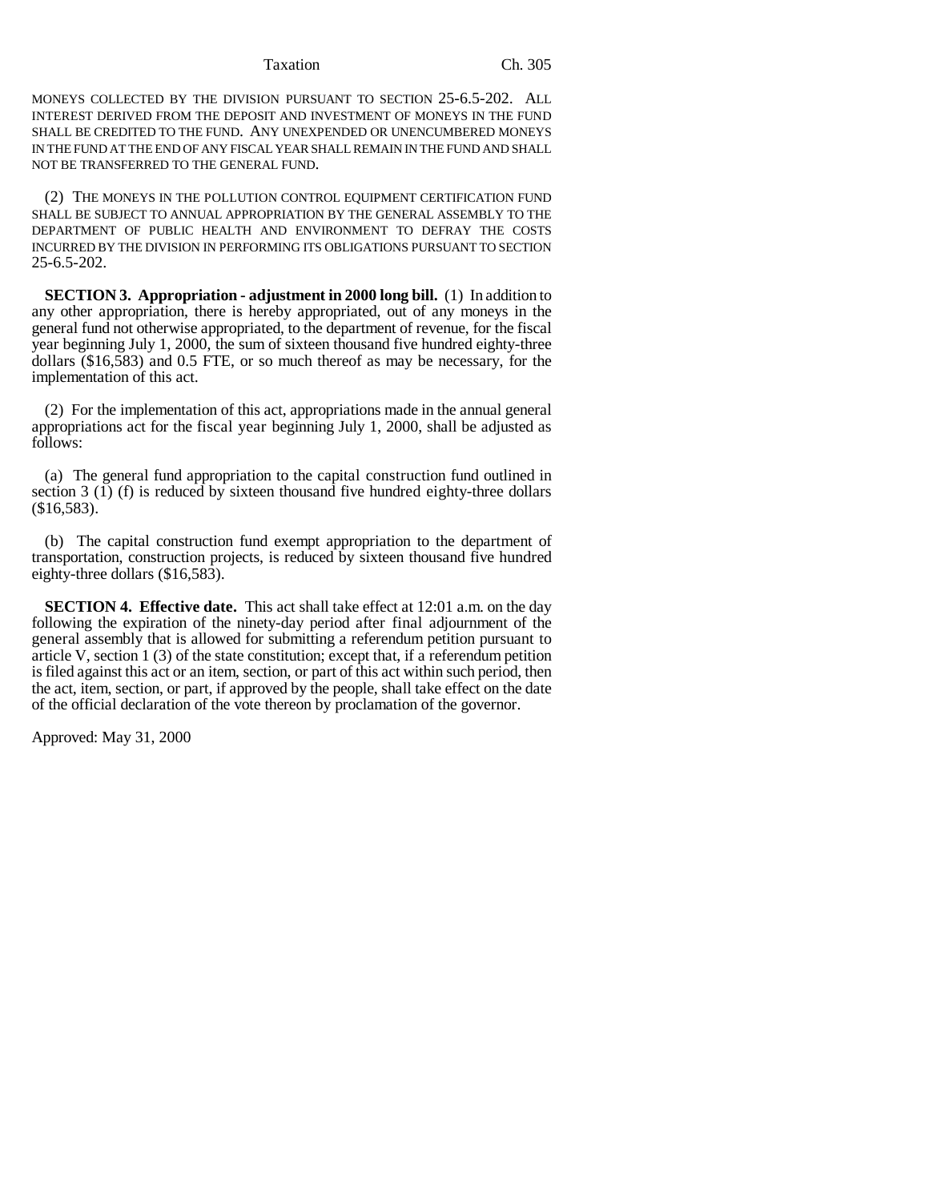MONEYS COLLECTED BY THE DIVISION PURSUANT TO SECTION 25-6.5-202. ALL INTEREST DERIVED FROM THE DEPOSIT AND INVESTMENT OF MONEYS IN THE FUND SHALL BE CREDITED TO THE FUND. ANY UNEXPENDED OR UNENCUMBERED MONEYS IN THE FUND AT THE END OF ANY FISCAL YEAR SHALL REMAIN IN THE FUND AND SHALL NOT BE TRANSFERRED TO THE GENERAL FUND.

(2) THE MONEYS IN THE POLLUTION CONTROL EQUIPMENT CERTIFICATION FUND SHALL BE SUBJECT TO ANNUAL APPROPRIATION BY THE GENERAL ASSEMBLY TO THE DEPARTMENT OF PUBLIC HEALTH AND ENVIRONMENT TO DEFRAY THE COSTS INCURRED BY THE DIVISION IN PERFORMING ITS OBLIGATIONS PURSUANT TO SECTION 25-6.5-202.

**SECTION 3. Appropriation - adjustment in 2000 long bill.** (1) In addition to any other appropriation, there is hereby appropriated, out of any moneys in the general fund not otherwise appropriated, to the department of revenue, for the fiscal year beginning July 1, 2000, the sum of sixteen thousand five hundred eighty-three dollars ($16,583) and 0.5 FTE, or so much thereof as may be necessary, for the implementation of this act.

(2) For the implementation of this act, appropriations made in the annual general appropriations act for the fiscal year beginning July 1, 2000, shall be adjusted as follows:

(a) The general fund appropriation to the capital construction fund outlined in section 3 (1) (f) is reduced by sixteen thousand five hundred eighty-three dollars ($16,583).

(b) The capital construction fund exempt appropriation to the department of transportation, construction projects, is reduced by sixteen thousand five hundred eighty-three dollars ($16,583).

**SECTION 4. Effective date.** This act shall take effect at 12:01 a.m. on the day following the expiration of the ninety-day period after final adjournment of the general assembly that is allowed for submitting a referendum petition pursuant to article V, section 1 (3) of the state constitution; except that, if a referendum petition is filed against this act or an item, section, or part of this act within such period, then the act, item, section, or part, if approved by the people, shall take effect on the date of the official declaration of the vote thereon by proclamation of the governor.

Approved: May 31, 2000